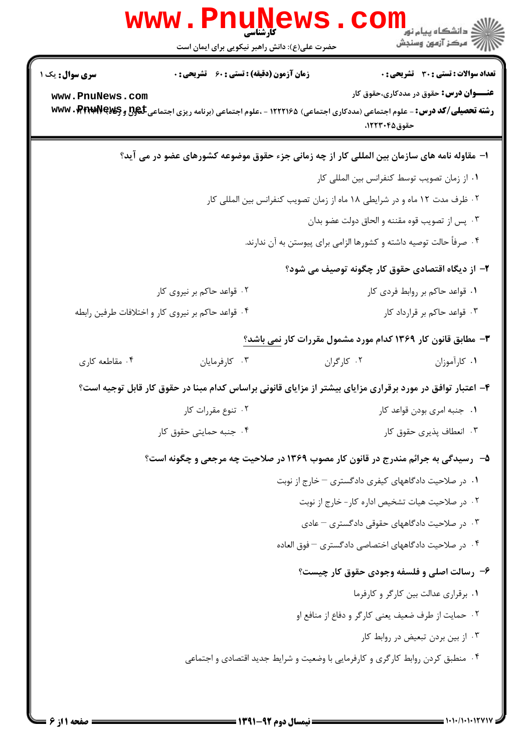کارشناسی

حضرت علی(ع): دانش راهبر نیکویی برای ایمان است

**سری سوال:** یک ۱ | **زمان آزمون (دقیقه) : تستی :** ۶۰ **تشریحی :** ۰ | **تعداد سوالات : تستی :** ۳۰ **تشریحی :** ۰

**عنـــوان درس:** حقوق در مددکاری،حقوق کار

**رشته تحصیلی/کد درس:** - علوم اجتماعی (مددکاری اجتماعی) ۱۲۲۲۱۶۵ - ،علوم اجتماعی (برنامه ریزی اجتماعی تعاون و رفاه) حقوق۱۲۲۳۰۴۵،

۱- مقاوله نامه های سازمان بین المللی کار از چه زمانی جزء حقوق موضوعه کشورهای عضو در می آید؟

۱. از زمان تصویب توسط کنفرانس بین المللی کار

۲. ظرف مدت ۱۲ ماه و در شرایطی ۱۸ ماه از زمان تصویب کنفرانس بین المللی کار

۳. پس از تصویب قوه مقننه و الحاق دولت عضو بدان

۴. صرفاً حالت توصیه داشته و کشورها الزامی برای پیوستن به آن ندارند.

۲- از دیدگاه اقتصادی حقوق کار چگونه توصیف می شود؟

۱. قواعد حاکم بر روابط فردی کار

۲. قواعد حاکم بر نیروی کار

۳. قواعد حاکم بر قرارداد کار

۴. قواعد حاکم بر نیروی کار و اختلافات طرفین رابطه

۳- مطابق قانون کار ۱۳۶۹ کدام مورد مشمول مقررات کار <u>نمی</u> باشد؟

۱. کارآموزان

۲. کارگران

۳. کارفرمایان

۴. مقاطعه کاری

۴- اعتبار توافق در مورد برقراری مزایای بیشتر از مزایای قانونی براساس کدام مبنا در حقوق کار قابل توجیه است؟

۱. جنبه امری بودن قواعد کار

۲. تنوع مقررات کار

۳. انعطاف پذیری حقوق کار

۴. جنبه حمایتی حقوق کار

۵- رسیدگی به جرائم مندرج در قانون کار مصوب ۱۳۶۹ در صلاحیت چه مرجعی و چگونه است؟

۱. در صلاحیت دادگاههای کیفری دادگستری – خارج از نوبت

۲. در صلاحیت هیات تشخیص اداره کار- خارج از نوبت

۳. در صلاحیت دادگاههای حقوقی دادگستری – عادی

۴. در صلاحیت دادگاههای اختصاصی دادگستری – فوق العاده

۶- رسالت اصلی و فلسفه وجودی حقوق کار چیست؟

۱. برقراری عدالت بین کارگر و کارفرما

۲. حمایت از طرف ضعیف یعنی کارگر و دفاع از منافع او

۳. از بین بردن تبعیض در روابط کار

۴. منطبق کردن روابط کارگری و کارفرمایی با وضعیت و شرایط جدید اقتصادی و اجتماعی

نیمسال دوم ۹۲-۱۳۹۱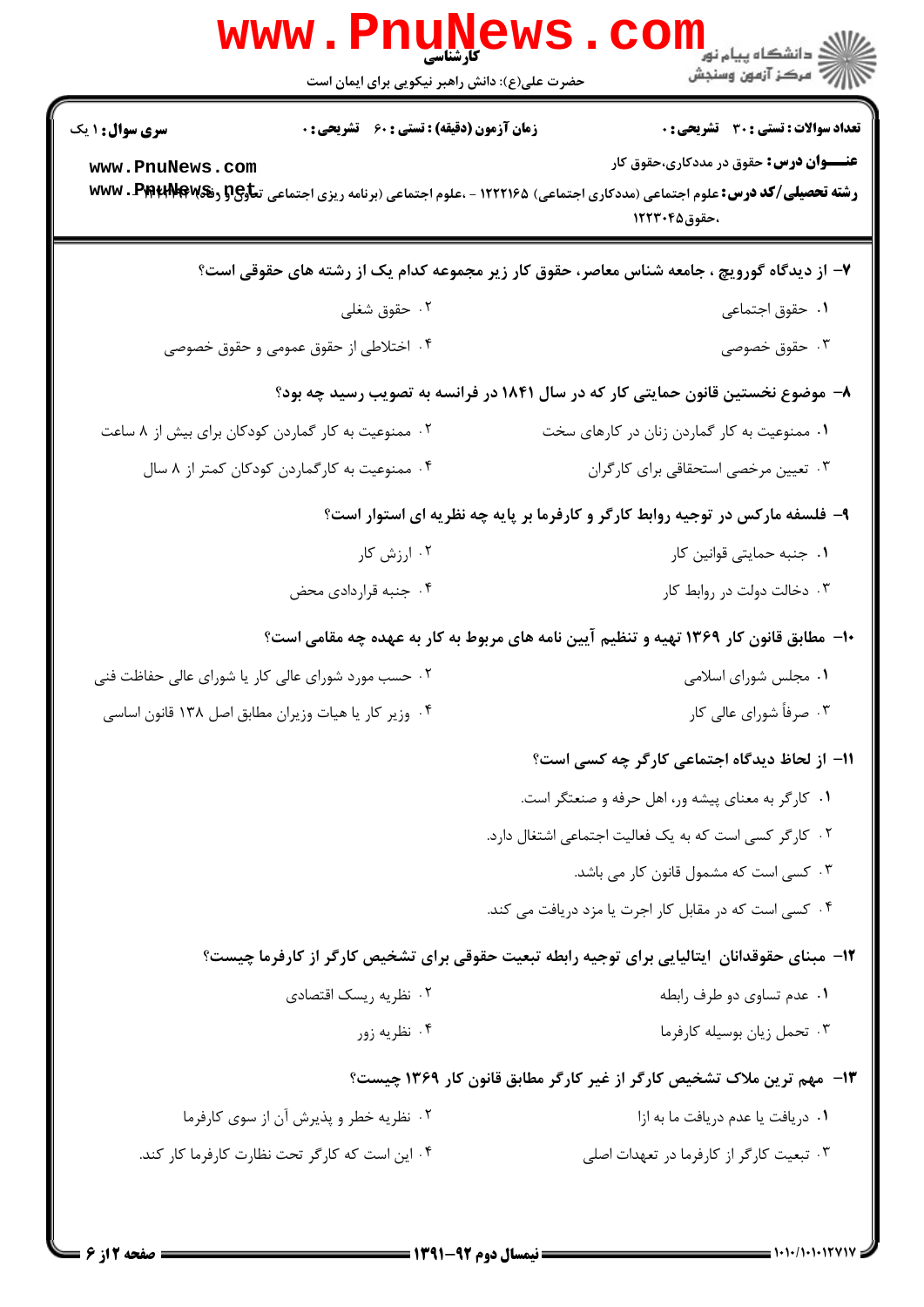۷– از دیدگاه گورویچ ، جامعه شناس معاصر، حقوق کار زیر مجموعه کدام یک از رشته های حقوقی است؟

۱. حقوق اجتماعی
۲. حقوق شغلی
۳. حقوق خصوصی
۴. اختلاطی از حقوق عمومی و حقوق خصوصی

۸– موضوع نخستین قانون حمایتی کار که در سال ۱۸۴۱ در فرانسه به تصویب رسید چه بود؟

۱. ممنوعیت به کار گماردن زنان در کارهای سخت
۲. ممنوعیت به کار گماردن کودکان برای بیش از ۸ ساعت
۳. تعیین مرخصی استحقاقی برای کارگران
۴. ممنوعیت به کارگماردن کودکان کمتر از ۸ سال

۹– فلسفه مارکس در توجیه روابط کارگر و کارفرما بر پایه چه نظریه ای استوار است؟

۱. جنبه حمایتی قوانین کار
۲. ارزش کار
۳. دخالت دولت در روابط کار
۴. جنبه قراردادی محض

۱۰– مطابق قانون کار ۱۳۶۹ تهیه و تنظیم آیین نامه های مربوط به کار به عهده چه مقامی است؟

۱. مجلس شورای اسلامی
۲. حسب مورد شورای عالی کار یا شورای عالی حفاظت فنی
۳. صرفاً شورای عالی کار
۴. وزیر کار یا هیات وزیران مطابق اصل ۱۳۸ قانون اساسی

۱۱– از لحاظ دیدگاه اجتماعی کارگر چه کسی است؟

۱. کارگر به معنای پیشه ور، اهل حرفه و صنعتگر است.
۲. کارگر کسی است که به یک فعالیت اجتماعی اشتغال دارد.
۳. کسی است که مشمول قانون کار می باشد.
۴. کسی است که در مقابل کار اجرت یا مزد دریافت می کند.

۱۲– مبنای حقوقدانان ایتالیایی برای توجیه رابطه تبعیت حقوقی برای تشخیص کارگر از کارفرما چیست؟

۱. عدم تساوی دو طرف رابطه
۲. نظریه ریسک اقتصادی
۳. تحمل زیان بوسیله کارفرما
۴. نظریه زور

۱۳– مهم ترین ملاک تشخیص کارگر از غیر کارگر مطابق قانون کار ۱۳۶۹ چیست؟

۱. دریافت یا عدم دریافت ما به ازا
۲. نظریه خطر و پذیرش آن از سوی کارفرما
۳. تبعیت کارگر از کارفرما در تعهدات اصلی
۴. این است که کارگر تحت نظارت کارفرما کار کند.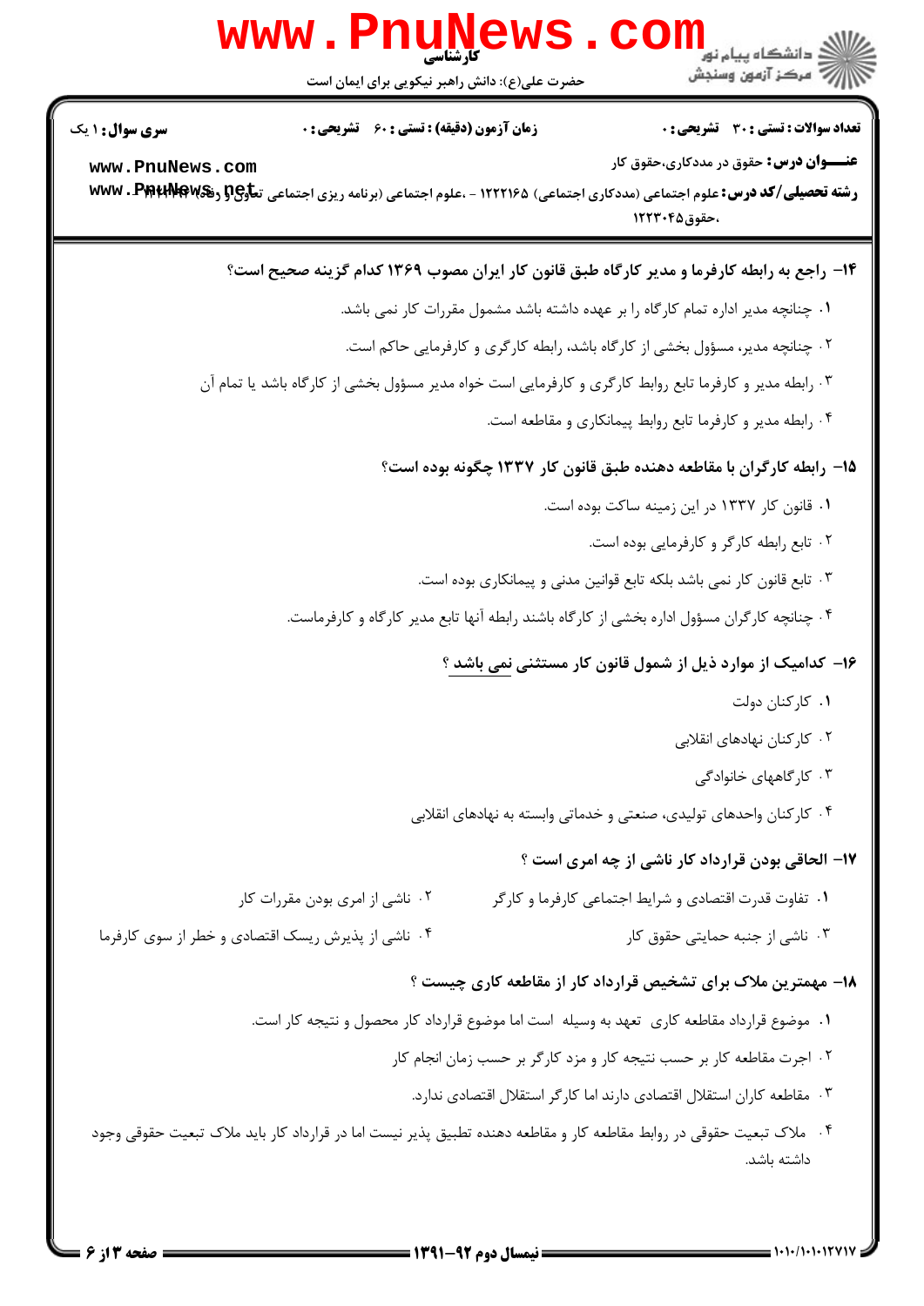۱۴- راجع به رابطه کارفرما و مدیر کارگاه طبق قانون کار ایران مصوب ۱۳۶۹ کدام گزینه صحیح است؟

۱. چنانچه مدیر اداره تمام کارگاه را بر عهده داشته باشد مشمول مقررات کار نمی باشد.

۲. چنانچه مدیر، مسؤول بخشی از کارگاه باشد، رابطه کارگری و کارفرمایی حاکم است.

۳. رابطه مدیر و کارفرما تابع روابط کارگری و کارفرمایی است خواه مدیر مسؤول بخشی از کارگاه باشد یا تمام آن

۴. رابطه مدیر و کارفرما تابع روابط پیمانکاری و مقاطعه است.

۱۵- رابطه کارگران با مقاطعه دهنده طبق قانون کار ۱۳۳۷ چگونه بوده است؟

۱. قانون کار ۱۳۳۷ در این زمینه ساکت بوده است.

۲. تابع رابطه کارگر و کارفرمایی بوده است.

۳. تابع قانون کار نمی باشد بلکه تابع قوانین مدنی و پیمانکاری بوده است.

۴. چنانچه کارگران مسؤول اداره بخشی از کارگاه باشند رابطه آنها تابع مدیر کارگاه و کارفرماست.

۱۶- کدامیک از موارد ذیل از شمول قانون کار مستثنی نمی باشد ؟

۱. کارکنان دولت

۲. کارکنان نهادهای انقلابی

۳. کارگاههای خانوادگی

۴. کارکنان واحدهای تولیدی، صنعتی و خدماتی وابسته به نهادهای انقلابی

۱۷- الحاقی بودن قرارداد کار ناشی از چه امری است ؟

۱. تفاوت قدرت اقتصادی و شرایط اجتماعی کارفرما و کارگر

۲. ناشی از امری بودن مقررات کار

۳. ناشی از جنبه حمایتی حقوق کار

۴. ناشی از پذیرش ریسک اقتصادی و خطر از سوی کارفرما

۱۸- مهمترین ملاک برای تشخیص قرارداد کار از مقاطعه کاری چیست ؟

۱. موضوع قرارداد مقاطعه کاری تعهد به وسیله است اما موضوع قرارداد کار محصول و نتیجه کار است.

۲. اجرت مقاطعه کار بر حسب نتیجه کار و مزد کارگر بر حسب زمان انجام کار

۳. مقاطعه کاران استقلال اقتصادی دارند اما کارگر استقلال اقتصادی ندارد.

۴. ملاک تبعیت حقوقی در روابط مقاطعه کار و مقاطعه دهنده تطبیق پذیر نیست اما در قرارداد کار باید ملاک تبعیت حقوقی وجود داشته باشد.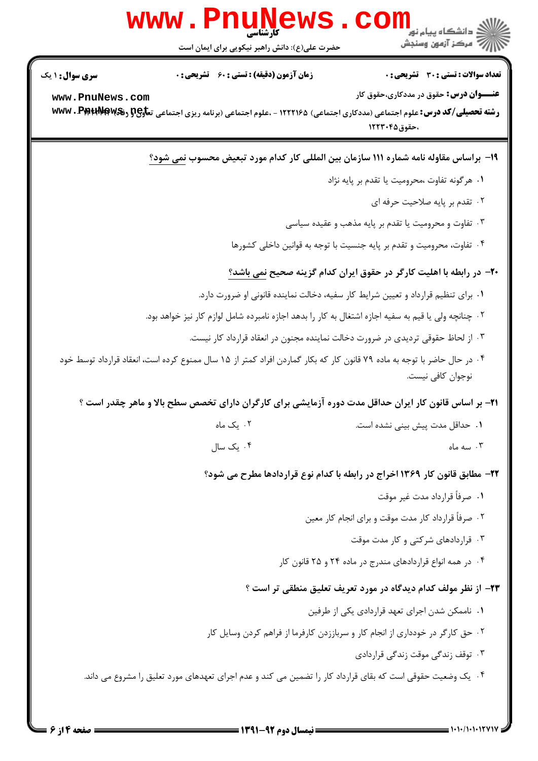**تعداد سوالات : تستی : ۳۰ تشریحی : ۰** **زمان آزمون (دقیقه) : تستی : ۶۰ تشریحی : ۰** **سری سوال : ۱ یک**

**عنـــوان درس:** حقوق در مددکاری،حقوق کار

**رشته تحصیلی/کد درس:** علوم اجتماعی (مددکاری اجتماعی) ۱۲۲۲۱۶۵ - ،علوم اجتماعی (برنامه ریزی اجتماعی تعاون و رفاه) ۱۲۲۲۱۶۲ ،حقوق۱۲۲۳۰۴۵

**۱۹- براساس مقاوله نامه شماره ۱۱۱ سازمان بین المللی کار کدام مورد تبعیض محسوب نمی شود؟**

۱. هرگونه تفاوت ،محرومیت یا تقدم بر پایه نژاد

۲. تقدم بر پایه صلاحیت حرفه ای

۳. تفاوت و محرومیت یا تقدم بر پایه مذهب و عقیده سیاسی

۴. تفاوت، محرومیت و تقدم بر پایه جنسیت با توجه به قوانین داخلی کشورها

**۲۰- در رابطه با اهلیت کارگر در حقوق ایران کدام گزینه صحیح نمی باشد؟**

۱. برای تنظیم قرارداد و تعیین شرایط کار سفیه، دخالت نماینده قانونی او ضرورت دارد.

۲. چنانچه ولی یا قیم به سفیه اجازه اشتغال به کار را بدهد اجازه نامبرده شامل لوازم کار نیز خواهد بود.

۳. از لحاظ حقوقی تردیدی در ضرورت دخالت نماینده مجنون در انعقاد قرارداد کار نیست.

۴. در حال حاضر با توجه به ماده ۷۹ قانون کار که بکار گماردن افراد کمتر از ۱۵ سال ممنوع کرده است، انعقاد قرارداد توسط خود نوجوان کافی نیست.

**۲۱- بر اساس قانون کار ایران حداقل مدت دوره آزمایشی برای کارگران دارای تخصص سطح بالا و ماهر چقدر است ؟**

۱. حداقل مدت پیش بینی نشده است.

۲. یک ماه

۳. سه ماه

۴. یک سال

**۲۲- مطابق قانون کار ۱۳۶۹ اخراج در رابطه با کدام نوع قراردادها مطرح می شود؟**

۱. صرفاً قرارداد مدت غیر موقت

۲. صرفاً قرارداد کار مدت موقت و برای انجام کار معین

۳. قراردادهای شرکتی و کار مدت موقت

۴. در همه انواع قراردادهای مندرج در ماده ۲۴ و ۲۵ قانون کار

**۲۳- از نظر مولف کدام دیدگاه در مورد تعریف تعلیق منطقی تر است ؟**

۱. ناممکن شدن اجرای تعهد قراردادی یکی از طرفین

۲. حق کارگر در خودداری از انجام کار و سرباززدن کارفرما از فراهم کردن وسایل کار

۳. توقف زندگی موقت زندگی قراردادی

۴. یک وضعیت حقوقی است که بقای قرارداد کار را تضمین می کند و عدم اجرای تعهدهای مورد تعلیق را مشروع می داند.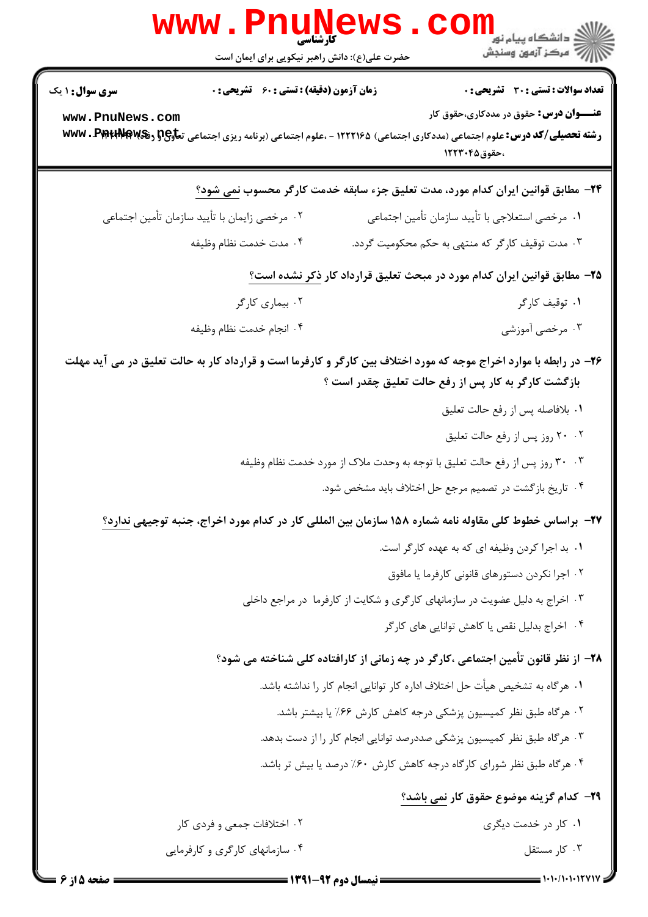۲۴- مطابق قوانین ایران کدام مورد، مدت تعلیق جزء سابقه خدمت کارگر محسوب نمی شود؟

۱. مرخصی استعلاجی با تأیید سازمان تأمین اجتماعی

۲. مرخصی زایمان با تأیید سازمان تأمین اجتماعی

۳. مدت توقیف کارگر که منتهی به حکم محکومیت گردد.

۴. مدت خدمت نظام وظیفه

۲۵- مطابق قوانین ایران کدام مورد در مبحث تعلیق قرارداد کار ذکر نشده است؟

۱. توقیف کارگر

۲. بیماری کارگر

۳. مرخصی آموزشی

۴. انجام خدمت نظام وظیفه

۲۶- در رابطه با موارد اخراج موجه که مورد اختلاف بین کارگر و کارفرما است و قرارداد کار به حالت تعلیق در می آید مهلت بازگشت کارگر به کار پس از رفع حالت تعلیق چقدر است ؟

۱. بلافاصله پس از رفع حالت تعلیق

۲. ۲۰ روز پس از رفع حالت تعلیق

۳. ۳۰ روز پس از رفع حالت تعلیق با توجه به وحدت ملاک از مورد خدمت نظام وظیفه

۴. تاریخ بازگشت در تصمیم مرجع حل اختلاف باید مشخص شود.

۲۷- براساس خطوط کلی مقاوله نامه شماره ۱۵۸ سازمان بین المللی کار در کدام مورد اخراج، جنبه توجیهی ندارد؟

۱. بد اجرا کردن وظیفه ای که به عهده کارگر است.

۲. اجرا نکردن دستورهای قانونی کارفرما یا مافوق

۳. اخراج به دلیل عضویت در سازمانهای کارگری و شکایت از کارفرما در مراجع داخلی

۴. اخراج بدلیل نقص یا کاهش توانایی های کارگر

۲۸- از نظر قانون تأمین اجتماعی ،کارگر در چه زمانی از کارافتاده کلی شناخته می شود؟

۱. هرگاه به تشخیص هیأت حل اختلاف اداره کار توانایی انجام کار را نداشته باشد.

۲. هرگاه طبق نظر کمیسیون پزشکی درجه کاهش کارش ۶۶٪ یا بیشتر باشد.

۳. هرگاه طبق نظر کمیسیون پزشکی صددرصد توانایی انجام کار را از دست بدهد.

۴. هرگاه طبق نظر شورای کارگاه درجه کاهش کارش ۶۰٪ درصد یا بیش تر باشد.

۲۹- کدام گزینه موضوع حقوق کار نمی باشد؟

۱. کار در خدمت دیگری

۲. اختلافات جمعی و فردی کار

۳. کار مستقل

۴. سازمانهای کارگری و کارفرمایی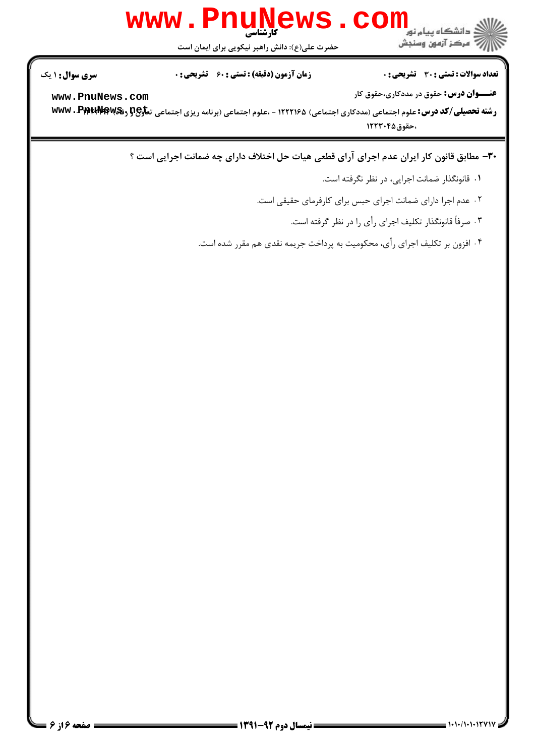۳۰- مطابق قانون کار ایران عدم اجرای آرای قطعی هیات حل اختلاف دارای چه ضمانت اجرایی است ؟

۱. قانونگذار ضمانت اجرایی، در نظر نگرفته است.

۲. عدم اجرا دارای ضمانت اجرای حبس برای کارفرمای حقیقی است.

۳. صرفاً قانونگذار تکلیف اجرای رأی را در نظر گرفته است.

۴. افزون بر تکلیف اجرای رأی، محکومیت به پرداخت جریمه نقدی هم مقرر شده است.